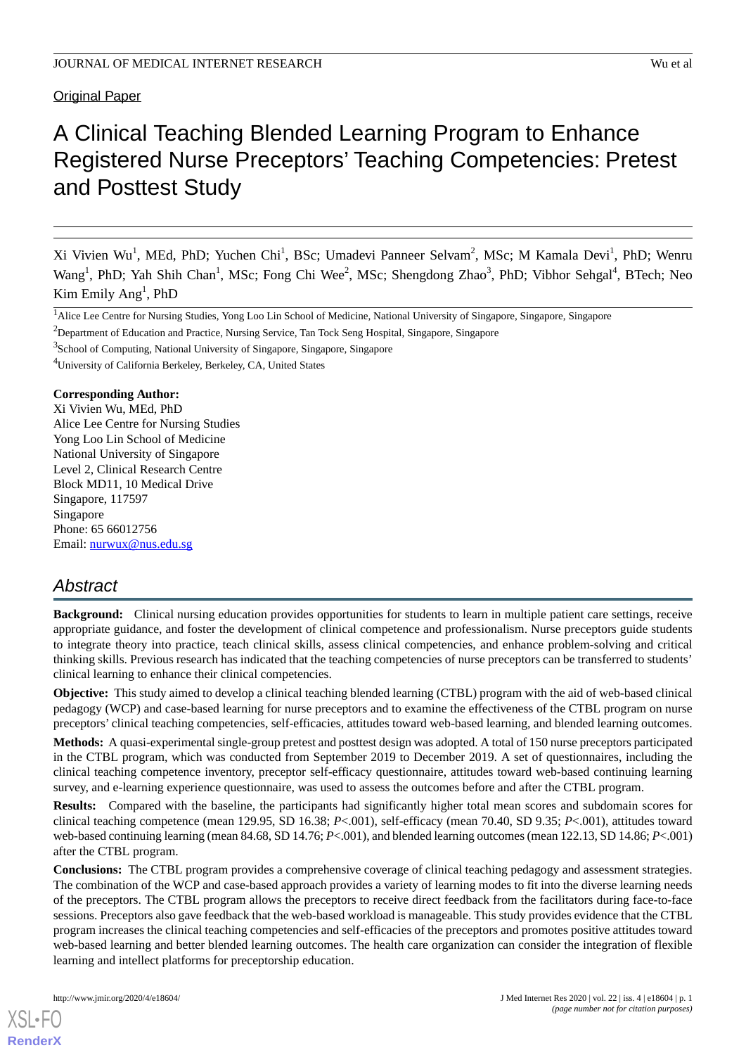Original Paper

# A Clinical Teaching Blended Learning Program to Enhance Registered Nurse Preceptors' Teaching Competencies: Pretest and Posttest Study

Xi Vivien Wu[1], MEd, PhD; Yuchen Chi[1], BSc; Umadevi Panneer Selvam[2], MSc; M Kamala Devi[1], PhD; Wenru Wang[1], PhD; Yah Shih Chan[1], MSc; Fong Chi Wee[2], MSc; Shengdong Zhao[3], PhD; Vibhor Sehgal[4], BTech; Neo Kim Emily Ang[1], PhD

[1]Alice Lee Centre for Nursing Studies, Yong Loo Lin School of Medicine, National University of Singapore, Singapore, Singapore

[2]Department of Education and Practice, Nursing Service, Tan Tock Seng Hospital, Singapore, Singapore

[3]School of Computing, National University of Singapore, Singapore, Singapore

[4]University of California Berkeley, Berkeley, CA, United States

**Corresponding Author:**
Xi Vivien Wu, MEd, PhD
Alice Lee Centre for Nursing Studies
Yong Loo Lin School of Medicine
National University of Singapore
Level 2, Clinical Research Centre
Block MD11, 10 Medical Drive
Singapore, 117597
Singapore
Phone: 65 66012756
Email: nurwux@nus.edu.sg

## Abstract

**Background:** Clinical nursing education provides opportunities for students to learn in multiple patient care settings, receive appropriate guidance, and foster the development of clinical competence and professionalism. Nurse preceptors guide students to integrate theory into practice, teach clinical skills, assess clinical competencies, and enhance problem-solving and critical thinking skills. Previous research has indicated that the teaching competencies of nurse preceptors can be transferred to students' clinical learning to enhance their clinical competencies.

**Objective:** This study aimed to develop a clinical teaching blended learning (CTBL) program with the aid of web-based clinical pedagogy (WCP) and case-based learning for nurse preceptors and to examine the effectiveness of the CTBL program on nurse preceptors' clinical teaching competencies, self-efficacies, attitudes toward web-based learning, and blended learning outcomes.

**Methods:** A quasi-experimental single-group pretest and posttest design was adopted. A total of 150 nurse preceptors participated in the CTBL program, which was conducted from September 2019 to December 2019. A set of questionnaires, including the clinical teaching competence inventory, preceptor self-efficacy questionnaire, attitudes toward web-based continuing learning survey, and e-learning experience questionnaire, was used to assess the outcomes before and after the CTBL program.

**Results:** Compared with the baseline, the participants had significantly higher total mean scores and subdomain scores for clinical teaching competence (mean 129.95, SD 16.38; *P*<.001), self-efficacy (mean 70.40, SD 9.35; *P*<.001), attitudes toward web-based continuing learning (mean 84.68, SD 14.76; *P*<.001), and blended learning outcomes (mean 122.13, SD 14.86; *P*<.001) after the CTBL program.

**Conclusions:** The CTBL program provides a comprehensive coverage of clinical teaching pedagogy and assessment strategies. The combination of the WCP and case-based approach provides a variety of learning modes to fit into the diverse learning needs of the preceptors. The CTBL program allows the preceptors to receive direct feedback from the facilitators during face-to-face sessions. Preceptors also gave feedback that the web-based workload is manageable. This study provides evidence that the CTBL program increases the clinical teaching competencies and self-efficacies of the preceptors and promotes positive attitudes toward web-based learning and better blended learning outcomes. The health care organization can consider the integration of flexible learning and intellect platforms for preceptorship education.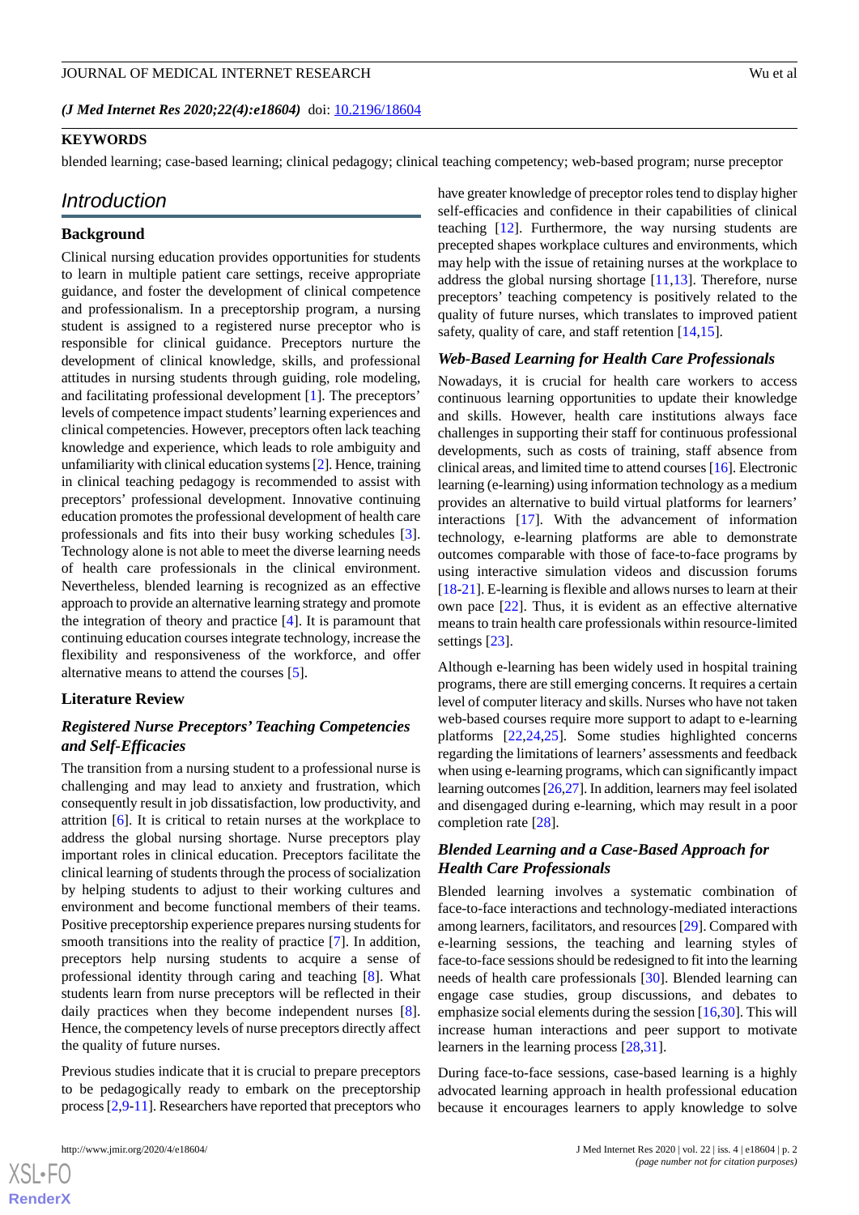(J Med Internet Res 2020;22(4):e18604) doi: 10.2196/18604

**KEYWORDS**

blended learning; case-based learning; clinical pedagogy; clinical teaching competency; web-based program; nurse preceptor

## Introduction

### Background

Clinical nursing education provides opportunities for students to learn in multiple patient care settings, receive appropriate guidance, and foster the development of clinical competence and professionalism. In a preceptorship program, a nursing student is assigned to a registered nurse preceptor who is responsible for clinical guidance. Preceptors nurture the development of clinical knowledge, skills, and professional attitudes in nursing students through guiding, role modeling, and facilitating professional development [1]. The preceptors' levels of competence impact students' learning experiences and clinical competencies. However, preceptors often lack teaching knowledge and experience, which leads to role ambiguity and unfamiliarity with clinical education systems [2]. Hence, training in clinical teaching pedagogy is recommended to assist with preceptors' professional development. Innovative continuing education promotes the professional development of health care professionals and fits into their busy working schedules [3]. Technology alone is not able to meet the diverse learning needs of health care professionals in the clinical environment. Nevertheless, blended learning is recognized as an effective approach to provide an alternative learning strategy and promote the integration of theory and practice [4]. It is paramount that continuing education courses integrate technology, increase the flexibility and responsiveness of the workforce, and offer alternative means to attend the courses [5].

### Literature Review

#### *Registered Nurse Preceptors' Teaching Competencies and Self-Efficacies*

The transition from a nursing student to a professional nurse is challenging and may lead to anxiety and frustration, which consequently result in job dissatisfaction, low productivity, and attrition [6]. It is critical to retain nurses at the workplace to address the global nursing shortage. Nurse preceptors play important roles in clinical education. Preceptors facilitate the clinical learning of students through the process of socialization by helping students to adjust to their working cultures and environment and become functional members of their teams. Positive preceptorship experience prepares nursing students for smooth transitions into the reality of practice [7]. In addition, preceptors help nursing students to acquire a sense of professional identity through caring and teaching [8]. What students learn from nurse preceptors will be reflected in their daily practices when they become independent nurses [8]. Hence, the competency levels of nurse preceptors directly affect the quality of future nurses.

Previous studies indicate that it is crucial to prepare preceptors to be pedagogically ready to embark on the preceptorship process [2,9-11]. Researchers have reported that preceptors who have greater knowledge of preceptor roles tend to display higher self-efficacies and confidence in their capabilities of clinical teaching [12]. Furthermore, the way nursing students are precepted shapes workplace cultures and environments, which may help with the issue of retaining nurses at the workplace to address the global nursing shortage [11,13]. Therefore, nurse preceptors' teaching competency is positively related to the quality of future nurses, which translates to improved patient safety, quality of care, and staff retention [14,15].

#### *Web-Based Learning for Health Care Professionals*

Nowadays, it is crucial for health care workers to access continuous learning opportunities to update their knowledge and skills. However, health care institutions always face challenges in supporting their staff for continuous professional developments, such as costs of training, staff absence from clinical areas, and limited time to attend courses [16]. Electronic learning (e-learning) using information technology as a medium provides an alternative to build virtual platforms for learners' interactions [17]. With the advancement of information technology, e-learning platforms are able to demonstrate outcomes comparable with those of face-to-face programs by using interactive simulation videos and discussion forums [18-21]. E-learning is flexible and allows nurses to learn at their own pace [22]. Thus, it is evident as an effective alternative means to train health care professionals within resource-limited settings [23].

Although e-learning has been widely used in hospital training programs, there are still emerging concerns. It requires a certain level of computer literacy and skills. Nurses who have not taken web-based courses require more support to adapt to e-learning platforms [22,24,25]. Some studies highlighted concerns regarding the limitations of learners' assessments and feedback when using e-learning programs, which can significantly impact learning outcomes [26,27]. In addition, learners may feel isolated and disengaged during e-learning, which may result in a poor completion rate [28].

#### *Blended Learning and a Case-Based Approach for Health Care Professionals*

Blended learning involves a systematic combination of face-to-face interactions and technology-mediated interactions among learners, facilitators, and resources [29]. Compared with e-learning sessions, the teaching and learning styles of face-to-face sessions should be redesigned to fit into the learning needs of health care professionals [30]. Blended learning can engage case studies, group discussions, and debates to emphasize social elements during the session [16,30]. This will increase human interactions and peer support to motivate learners in the learning process [28,31].

During face-to-face sessions, case-based learning is a highly advocated learning approach in health professional education because it encourages learners to apply knowledge to solve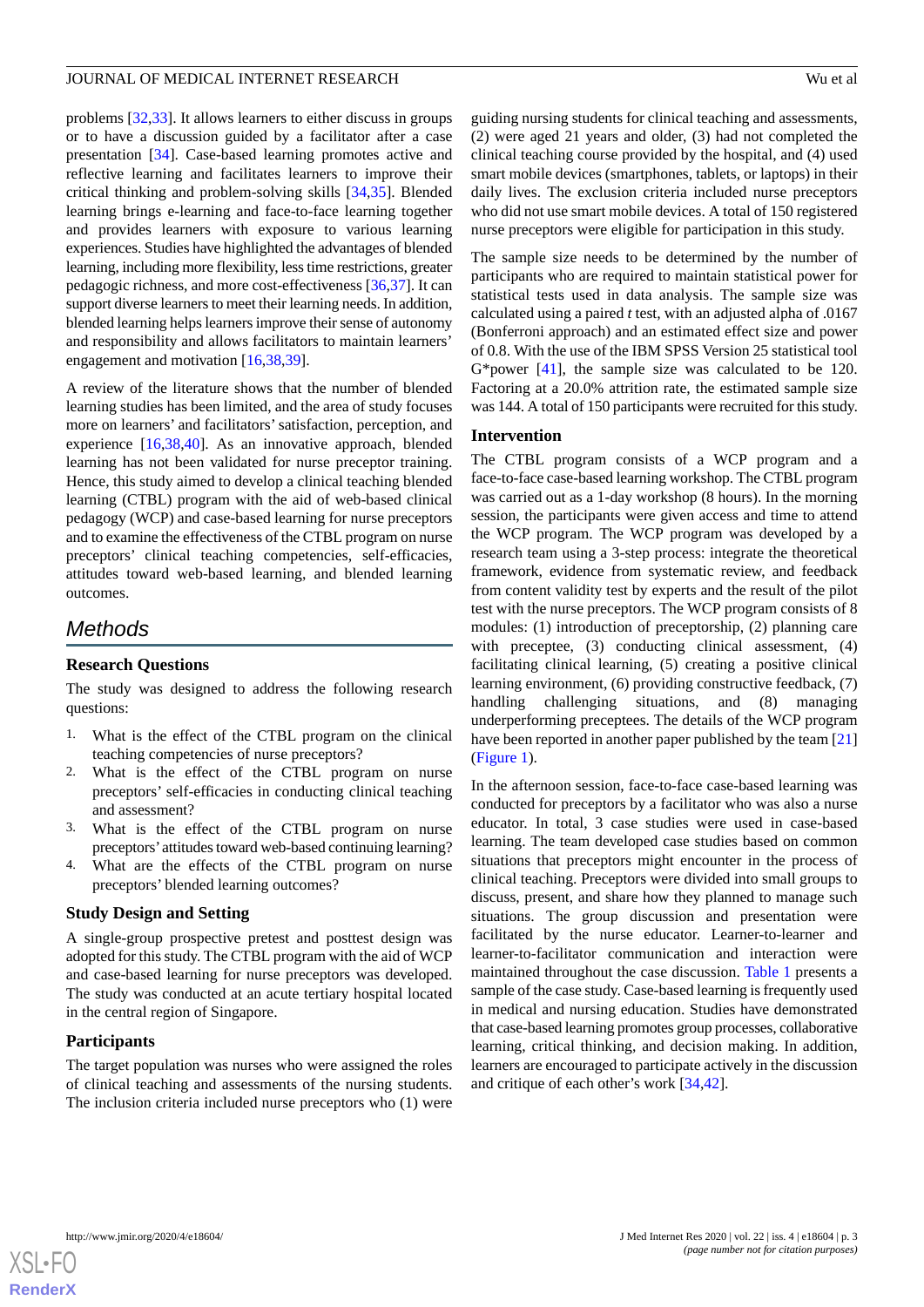problems [32,33]. It allows learners to either discuss in groups or to have a discussion guided by a facilitator after a case presentation [34]. Case-based learning promotes active and reflective learning and facilitates learners to improve their critical thinking and problem-solving skills [34,35]. Blended learning brings e-learning and face-to-face learning together and provides learners with exposure to various learning experiences. Studies have highlighted the advantages of blended learning, including more flexibility, less time restrictions, greater pedagogic richness, and more cost-effectiveness [36,37]. It can support diverse learners to meet their learning needs. In addition, blended learning helps learners improve their sense of autonomy and responsibility and allows facilitators to maintain learners' engagement and motivation [16,38,39].

A review of the literature shows that the number of blended learning studies has been limited, and the area of study focuses more on learners' and facilitators' satisfaction, perception, and experience [16,38,40]. As an innovative approach, blended learning has not been validated for nurse preceptor training. Hence, this study aimed to develop a clinical teaching blended learning (CTBL) program with the aid of web-based clinical pedagogy (WCP) and case-based learning for nurse preceptors and to examine the effectiveness of the CTBL program on nurse preceptors' clinical teaching competencies, self-efficacies, attitudes toward web-based learning, and blended learning outcomes.

## Methods

### Research Questions

The study was designed to address the following research questions:

1. What is the effect of the CTBL program on the clinical teaching competencies of nurse preceptors?
2. What is the effect of the CTBL program on nurse preceptors' self-efficacies in conducting clinical teaching and assessment?
3. What is the effect of the CTBL program on nurse preceptors' attitudes toward web-based continuing learning?
4. What are the effects of the CTBL program on nurse preceptors' blended learning outcomes?

### Study Design and Setting

A single-group prospective pretest and posttest design was adopted for this study. The CTBL program with the aid of WCP and case-based learning for nurse preceptors was developed. The study was conducted at an acute tertiary hospital located in the central region of Singapore.

### Participants

The target population was nurses who were assigned the roles of clinical teaching and assessments of the nursing students. The inclusion criteria included nurse preceptors who (1) were guiding nursing students for clinical teaching and assessments, (2) were aged 21 years and older, (3) had not completed the clinical teaching course provided by the hospital, and (4) used smart mobile devices (smartphones, tablets, or laptops) in their daily lives. The exclusion criteria included nurse preceptors who did not use smart mobile devices. A total of 150 registered nurse preceptors were eligible for participation in this study.

The sample size needs to be determined by the number of participants who are required to maintain statistical power for statistical tests used in data analysis. The sample size was calculated using a paired *t* test, with an adjusted alpha of .0167 (Bonferroni approach) and an estimated effect size and power of 0.8. With the use of the IBM SPSS Version 25 statistical tool G*power [41], the sample size was calculated to be 120. Factoring at a 20.0% attrition rate, the estimated sample size was 144. A total of 150 participants were recruited for this study.

### Intervention

The CTBL program consists of a WCP program and a face-to-face case-based learning workshop. The CTBL program was carried out as a 1-day workshop (8 hours). In the morning session, the participants were given access and time to attend the WCP program. The WCP program was developed by a research team using a 3-step process: integrate the theoretical framework, evidence from systematic review, and feedback from content validity test by experts and the result of the pilot test with the nurse preceptors. The WCP program consists of 8 modules: (1) introduction of preceptorship, (2) planning care with preceptee, (3) conducting clinical assessment, (4) facilitating clinical learning, (5) creating a positive clinical learning environment, (6) providing constructive feedback, (7) handling challenging situations, and (8) managing underperforming preceptees. The details of the WCP program have been reported in another paper published by the team [21] (Figure 1).

In the afternoon session, face-to-face case-based learning was conducted for preceptors by a facilitator who was also a nurse educator. In total, 3 case studies were used in case-based learning. The team developed case studies based on common situations that preceptors might encounter in the process of clinical teaching. Preceptors were divided into small groups to discuss, present, and share how they planned to manage such situations. The group discussion and presentation were facilitated by the nurse educator. Learner-to-learner and learner-to-facilitator communication and interaction were maintained throughout the case discussion. Table 1 presents a sample of the case study. Case-based learning is frequently used in medical and nursing education. Studies have demonstrated that case-based learning promotes group processes, collaborative learning, critical thinking, and decision making. In addition, learners are encouraged to participate actively in the discussion and critique of each other's work [34,42].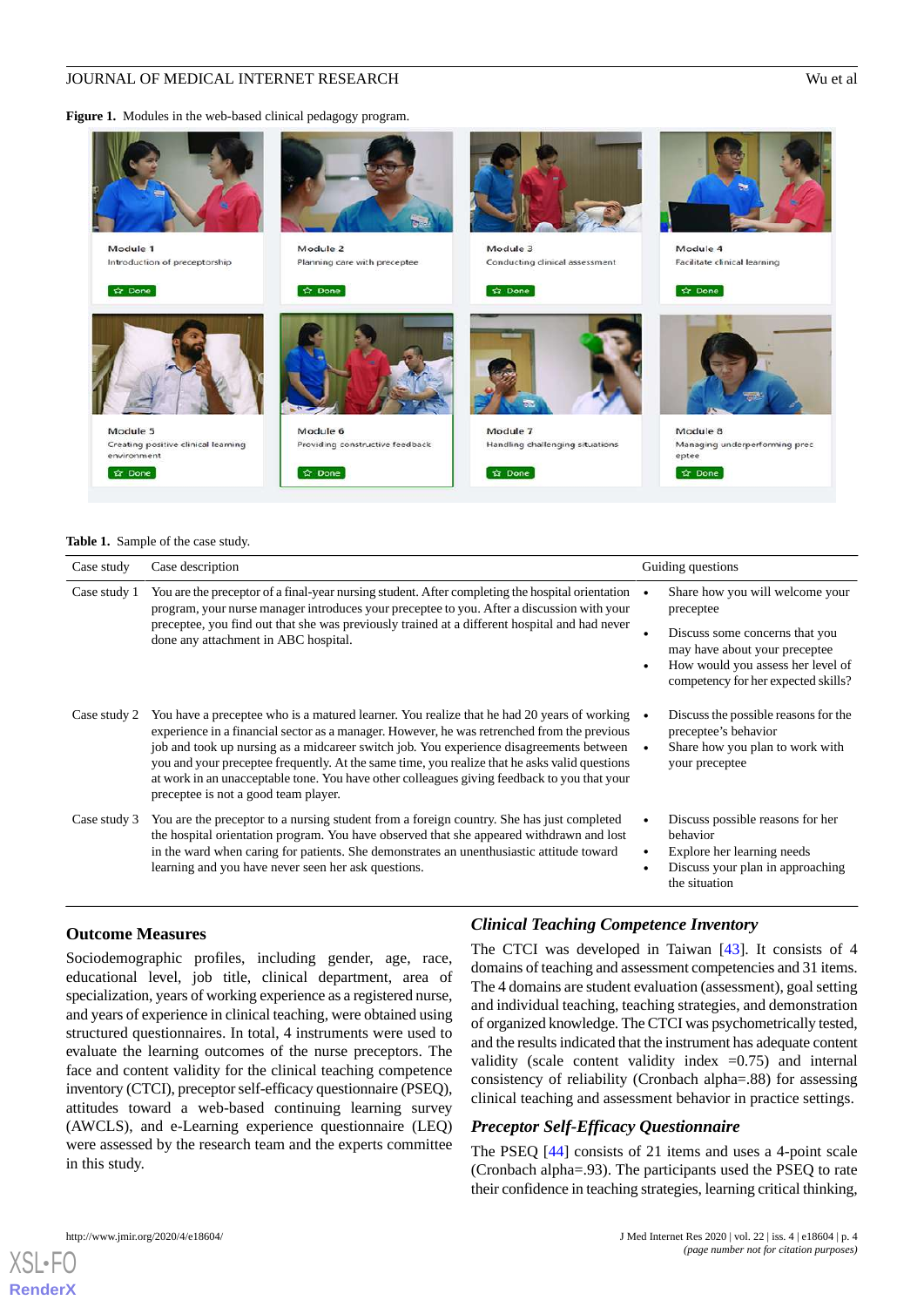**Figure 1.** Modules in the web-based clinical pedagogy program.

**Table 1.** Sample of the case study.

| Case study | Case description | Guiding questions |
|---|---|---|
| Case study 1 | You are the preceptor of a final-year nursing student. After completing the hospital orientation program, your nurse manager introduces your preceptee to you. After a discussion with your preceptee, you find out that she was previously trained at a different hospital and had never done any attachment in ABC hospital. | • Share how you will welcome your preceptee<br>• Discuss some concerns that you may have about your preceptee<br>• How would you assess her level of competency for her expected skills? |
| Case study 2 | You have a preceptee who is a matured learner. You realize that he had 20 years of working experience in a financial sector as a manager. However, he was retrenched from the previous job and took up nursing as a midcareer switch job. You experience disagreements between you and your preceptee frequently. At the same time, you realize that he asks valid questions at work in an unacceptable tone. You have other colleagues giving feedback to you that your preceptee is not a good team player. | • Discuss the possible reasons for the preceptee's behavior<br>• Share how you plan to work with your preceptee |
| Case study 3 | You are the preceptor to a nursing student from a foreign country. She has just completed the hospital orientation program. You have observed that she appeared withdrawn and lost in the ward when caring for patients. She demonstrates an unenthusiastic attitude toward learning and you have never seen her ask questions. | • Discuss possible reasons for her behavior<br>• Explore her learning needs<br>• Discuss your plan in approaching the situation |

### Outcome Measures

Sociodemographic profiles, including gender, age, race, educational level, job title, clinical department, area of specialization, years of working experience as a registered nurse, and years of experience in clinical teaching, were obtained using structured questionnaires. In total, 4 instruments were used to evaluate the learning outcomes of the nurse preceptors. The face and content validity for the clinical teaching competence inventory (CTCI), preceptor self-efficacy questionnaire (PSEQ), attitudes toward a web-based continuing learning survey (AWCLS), and e-Learning experience questionnaire (LEQ) were assessed by the research team and the experts committee in this study.

#### *Clinical Teaching Competence Inventory*

The CTCI was developed in Taiwan [43]. It consists of 4 domains of teaching and assessment competencies and 31 items. The 4 domains are student evaluation (assessment), goal setting and individual teaching, teaching strategies, and demonstration of organized knowledge. The CTCI was psychometrically tested, and the results indicated that the instrument has adequate content validity (scale content validity index =0.75) and internal consistency of reliability (Cronbach alpha=.88) for assessing clinical teaching and assessment behavior in practice settings.

#### *Preceptor Self-Efficacy Questionnaire*

The PSEQ [44] consists of 21 items and uses a 4-point scale (Cronbach alpha=.93). The participants used the PSEQ to rate their confidence in teaching strategies, learning critical thinking,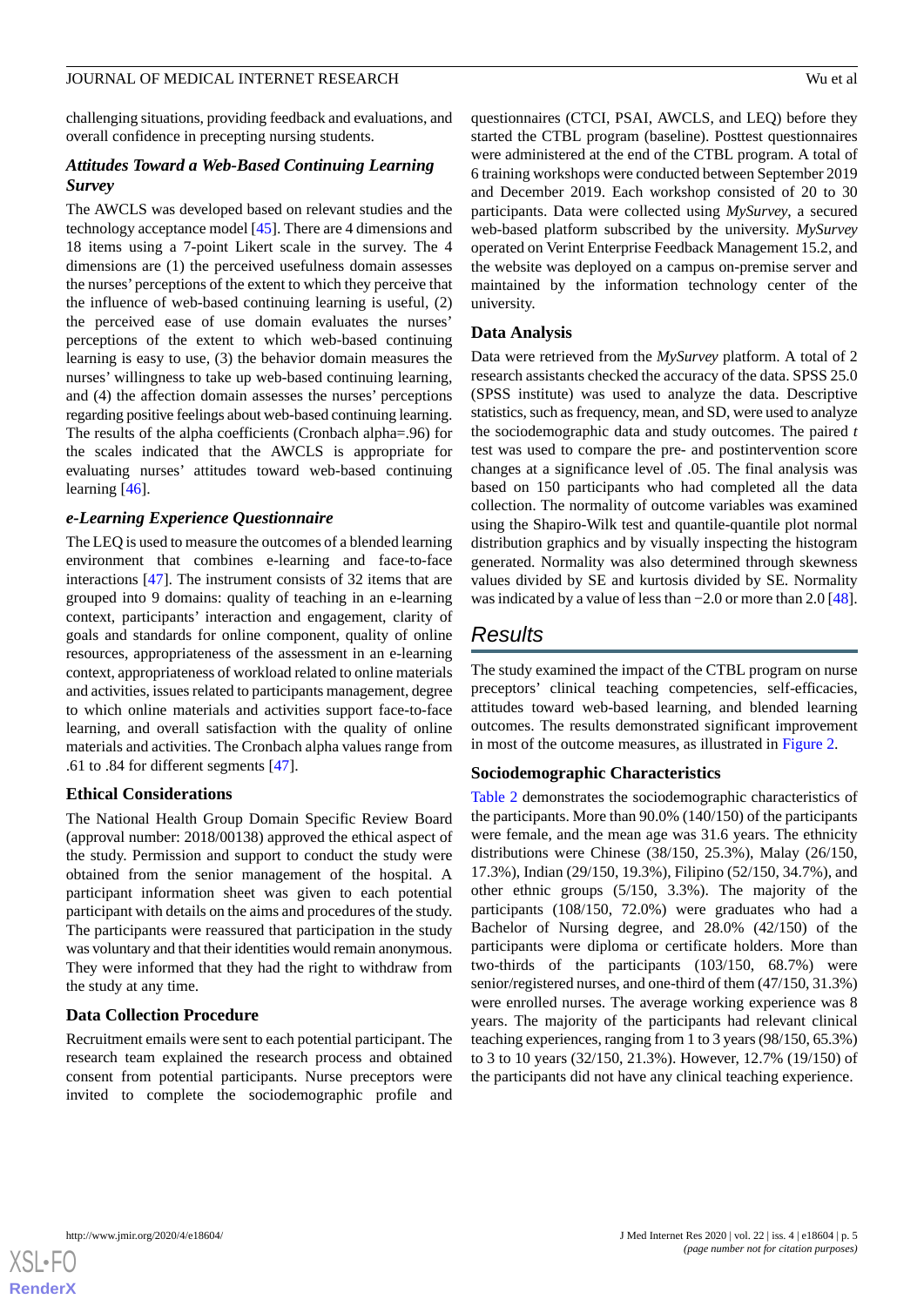challenging situations, providing feedback and evaluations, and overall confidence in precepting nursing students.

### *Attitudes Toward a Web-Based Continuing Learning Survey*

The AWCLS was developed based on relevant studies and the technology acceptance model [45]. There are 4 dimensions and 18 items using a 7-point Likert scale in the survey. The 4 dimensions are (1) the perceived usefulness domain assesses the nurses' perceptions of the extent to which they perceive that the influence of web-based continuing learning is useful, (2) the perceived ease of use domain evaluates the nurses' perceptions of the extent to which web-based continuing learning is easy to use, (3) the behavior domain measures the nurses' willingness to take up web-based continuing learning, and (4) the affection domain assesses the nurses' perceptions regarding positive feelings about web-based continuing learning. The results of the alpha coefficients (Cronbach alpha=.96) for the scales indicated that the AWCLS is appropriate for evaluating nurses' attitudes toward web-based continuing learning [46].

### *e-Learning Experience Questionnaire*

The LEQ is used to measure the outcomes of a blended learning environment that combines e-learning and face-to-face interactions [47]. The instrument consists of 32 items that are grouped into 9 domains: quality of teaching in an e-learning context, participants' interaction and engagement, clarity of goals and standards for online component, quality of online resources, appropriateness of the assessment in an e-learning context, appropriateness of workload related to online materials and activities, issues related to participants management, degree to which online materials and activities support face-to-face learning, and overall satisfaction with the quality of online materials and activities. The Cronbach alpha values range from .61 to .84 for different segments [47].

### Ethical Considerations

The National Health Group Domain Specific Review Board (approval number: 2018/00138) approved the ethical aspect of the study. Permission and support to conduct the study were obtained from the senior management of the hospital. A participant information sheet was given to each potential participant with details on the aims and procedures of the study. The participants were reassured that participation in the study was voluntary and that their identities would remain anonymous. They were informed that they had the right to withdraw from the study at any time.

### Data Collection Procedure

Recruitment emails were sent to each potential participant. The research team explained the research process and obtained consent from potential participants. Nurse preceptors were invited to complete the sociodemographic profile and questionnaires (CTCI, PSAI, AWCLS, and LEQ) before they started the CTBL program (baseline). Posttest questionnaires were administered at the end of the CTBL program. A total of 6 training workshops were conducted between September 2019 and December 2019. Each workshop consisted of 20 to 30 participants. Data were collected using *MySurvey*, a secured web-based platform subscribed by the university. *MySurvey* operated on Verint Enterprise Feedback Management 15.2, and the website was deployed on a campus on-premise server and maintained by the information technology center of the university.

### Data Analysis

Data were retrieved from the *MySurvey* platform. A total of 2 research assistants checked the accuracy of the data. SPSS 25.0 (SPSS institute) was used to analyze the data. Descriptive statistics, such as frequency, mean, and SD, were used to analyze the sociodemographic data and study outcomes. The paired $t$ test was used to compare the pre- and postintervention score changes at a significance level of .05. The final analysis was based on 150 participants who had completed all the data collection. The normality of outcome variables was examined using the Shapiro-Wilk test and quantile-quantile plot normal distribution graphics and by visually inspecting the histogram generated. Normality was also determined through skewness values divided by SE and kurtosis divided by SE. Normality was indicated by a value of less than −2.0 or more than 2.0 [48].

## Results

The study examined the impact of the CTBL program on nurse preceptors' clinical teaching competencies, self-efficacies, attitudes toward web-based learning, and blended learning outcomes. The results demonstrated significant improvement in most of the outcome measures, as illustrated in Figure 2.

### Sociodemographic Characteristics

Table 2 demonstrates the sociodemographic characteristics of the participants. More than 90.0% (140/150) of the participants were female, and the mean age was 31.6 years. The ethnicity distributions were Chinese (38/150, 25.3%), Malay (26/150, 17.3%), Indian (29/150, 19.3%), Filipino (52/150, 34.7%), and other ethnic groups (5/150, 3.3%). The majority of the participants (108/150, 72.0%) were graduates who had a Bachelor of Nursing degree, and 28.0% (42/150) of the participants were diploma or certificate holders. More than two-thirds of the participants (103/150, 68.7%) were senior/registered nurses, and one-third of them (47/150, 31.3%) were enrolled nurses. The average working experience was 8 years. The majority of the participants had relevant clinical teaching experiences, ranging from 1 to 3 years (98/150, 65.3%) to 3 to 10 years (32/150, 21.3%). However, 12.7% (19/150) of the participants did not have any clinical teaching experience.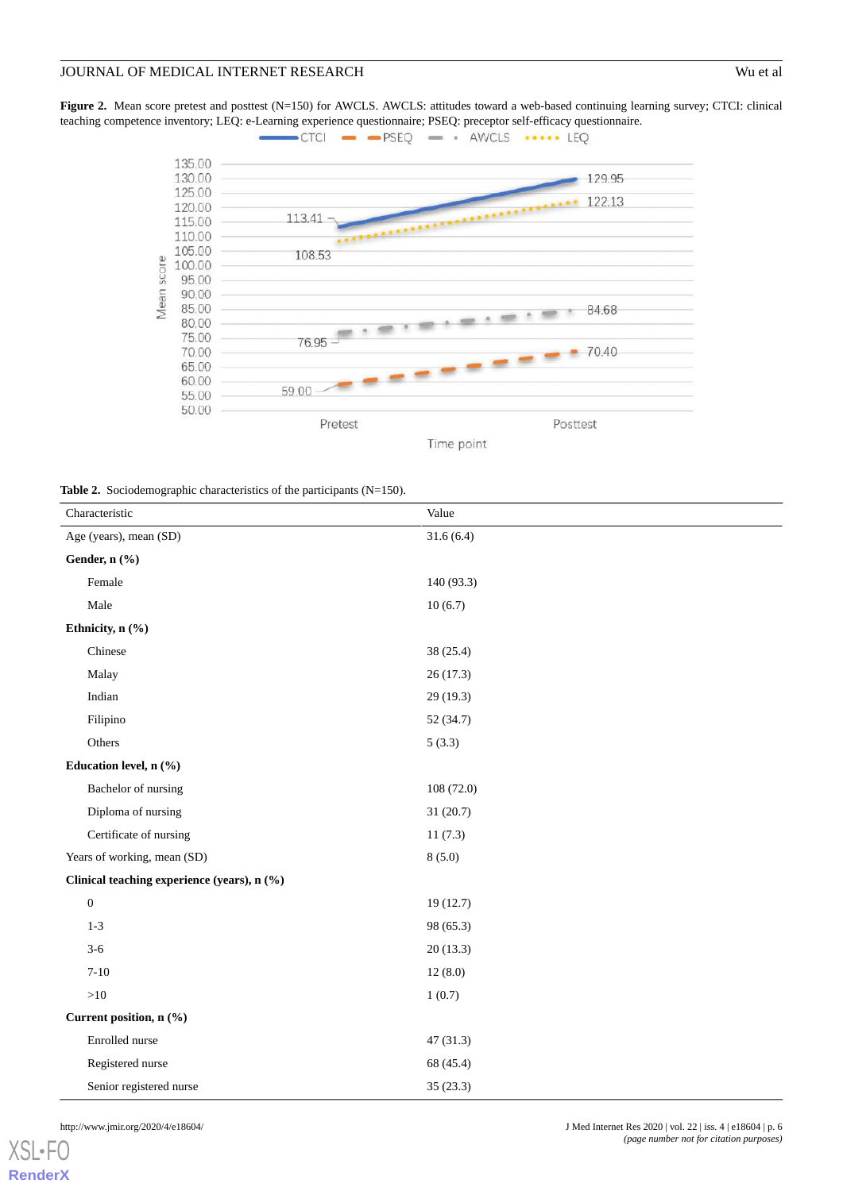**Figure 2.** Mean score pretest and posttest (N=150) for AWCLS. AWCLS: attitudes toward a web-based continuing learning survey; CTCI: clinical teaching competence inventory; LEQ: e-Learning experience questionnaire; PSEQ: preceptor self-efficacy questionnaire.

**Table 2.** Sociodemographic characteristics of the participants (N=150).

| Characteristic | Value |
|---|---|
| Age (years), mean (SD) | 31.6 (6.4) |
| **Gender, n (%)** | |
| Female | 140 (93.3) |
| Male | 10 (6.7) |
| **Ethnicity, n (%)** | |
| Chinese | 38 (25.4) |
| Malay | 26 (17.3) |
| Indian | 29 (19.3) |
| Filipino | 52 (34.7) |
| Others | 5 (3.3) |
| **Education level, n (%)** | |
| Bachelor of nursing | 108 (72.0) |
| Diploma of nursing | 31 (20.7) |
| Certificate of nursing | 11 (7.3) |
| Years of working, mean (SD) | 8 (5.0) |
| **Clinical teaching experience (years), n (%)** | |
| 0 | 19 (12.7) |
| 1-3 | 98 (65.3) |
| 3-6 | 20 (13.3) |
| 7-10 | 12 (8.0) |
| >10 | 1 (0.7) |
| **Current position, n (%)** | |
| Enrolled nurse | 47 (31.3) |
| Registered nurse | 68 (45.4) |
| Senior registered nurse | 35 (23.3) |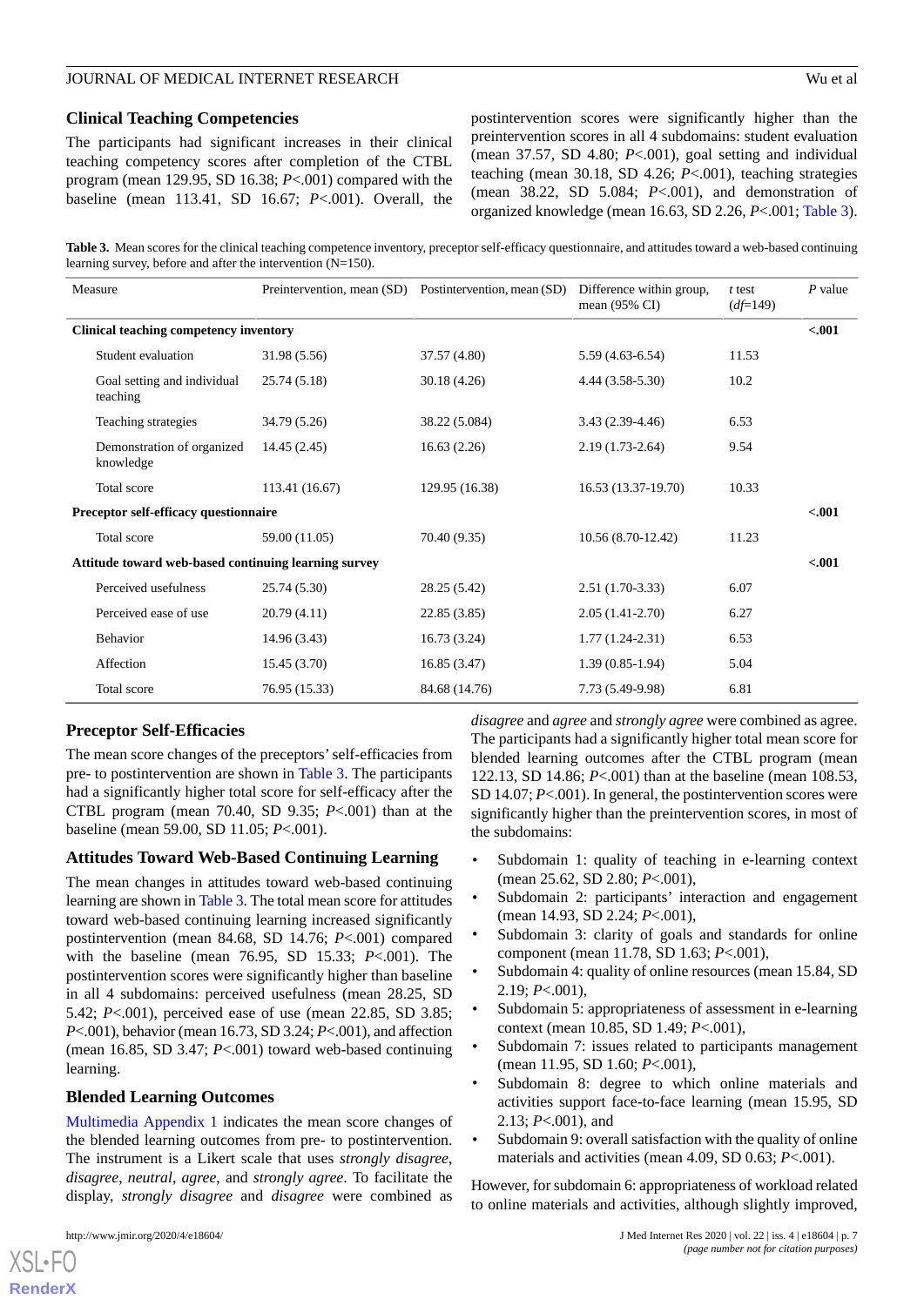## Clinical Teaching Competencies

The participants had significant increases in their clinical teaching competency scores after completion of the CTBL program (mean 129.95, SD 16.38; *P*<.001) compared with the baseline (mean 113.41, SD 16.67; *P*<.001). Overall, the postintervention scores were significantly higher than the preintervention scores in all 4 subdomains: student evaluation (mean 37.57, SD 4.80; *P*<.001), goal setting and individual teaching (mean 30.18, SD 4.26; *P*<.001), teaching strategies (mean 38.22, SD 5.084; *P*<.001), and demonstration of organized knowledge (mean 16.63, SD 2.26, *P*<.001; Table 3).

**Table 3.** Mean scores for the clinical teaching competence inventory, preceptor self-efficacy questionnaire, and attitudes toward a web-based continuing learning survey, before and after the intervention (N=150).

| Measure | Preintervention, mean (SD) | Postintervention, mean (SD) | Difference within group, mean (95% CI) | *t* test (*df*=149) | *P* value |
|---|---|---|---|---|---|
| **Clinical teaching competency inventory** | | | | | **<.001** |
| Student evaluation | 31.98 (5.56) | 37.57 (4.80) | 5.59 (4.63-6.54) | 11.53 | |
| Goal setting and individual teaching | 25.74 (5.18) | 30.18 (4.26) | 4.44 (3.58-5.30) | 10.2 | |
| Teaching strategies | 34.79 (5.26) | 38.22 (5.084) | 3.43 (2.39-4.46) | 6.53 | |
| Demonstration of organized knowledge | 14.45 (2.45) | 16.63 (2.26) | 2.19 (1.73-2.64) | 9.54 | |
| Total score | 113.41 (16.67) | 129.95 (16.38) | 16.53 (13.37-19.70) | 10.33 | |
| **Preceptor self-efficacy questionnaire** | | | | | **<.001** |
| Total score | 59.00 (11.05) | 70.40 (9.35) | 10.56 (8.70-12.42) | 11.23 | |
| **Attitude toward web-based continuing learning survey** | | | | | **<.001** |
| Perceived usefulness | 25.74 (5.30) | 28.25 (5.42) | 2.51 (1.70-3.33) | 6.07 | |
| Perceived ease of use | 20.79 (4.11) | 22.85 (3.85) | 2.05 (1.41-2.70) | 6.27 | |
| Behavior | 14.96 (3.43) | 16.73 (3.24) | 1.77 (1.24-2.31) | 6.53 | |
| Affection | 15.45 (3.70) | 16.85 (3.47) | 1.39 (0.85-1.94) | 5.04 | |
| Total score | 76.95 (15.33) | 84.68 (14.76) | 7.73 (5.49-9.98) | 6.81 | |

## Preceptor Self-Efficacies

The mean score changes of the preceptors' self-efficacies from pre- to postintervention are shown in Table 3. The participants had a significantly higher total score for self-efficacy after the CTBL program (mean 70.40, SD 9.35; *P*<.001) than at the baseline (mean 59.00, SD 11.05; *P*<.001).

## Attitudes Toward Web-Based Continuing Learning

The mean changes in attitudes toward web-based continuing learning are shown in Table 3. The total mean score for attitudes toward web-based continuing learning increased significantly postintervention (mean 84.68, SD 14.76; *P*<.001) compared with the baseline (mean 76.95, SD 15.33; *P*<.001). The postintervention scores were significantly higher than baseline in all 4 subdomains: perceived usefulness (mean 28.25, SD 5.42; *P*<.001), perceived ease of use (mean 22.85, SD 3.85; *P*<.001), behavior (mean 16.73, SD 3.24; *P*<.001), and affection (mean 16.85, SD 3.47; *P*<.001) toward web-based continuing learning.

## Blended Learning Outcomes

Multimedia Appendix 1 indicates the mean score changes of the blended learning outcomes from pre- to postintervention. The instrument is a Likert scale that uses *strongly disagree*, *disagree*, *neutral*, *agree*, and *strongly agree*. To facilitate the display, *strongly disagree* and *disagree* were combined as *disagree* and *agree* and *strongly agree* were combined as agree. The participants had a significantly higher total mean score for blended learning outcomes after the CTBL program (mean 122.13, SD 14.86; *P*<.001) than at the baseline (mean 108.53, SD 14.07; *P*<.001). In general, the postintervention scores were significantly higher than the preintervention scores, in most of the subdomains:

- Subdomain 1: quality of teaching in e-learning context (mean 25.62, SD 2.80; *P*<.001),
- Subdomain 2: participants' interaction and engagement (mean 14.93, SD 2.24; *P*<.001),
- Subdomain 3: clarity of goals and standards for online component (mean 11.78, SD 1.63; *P*<.001),
- Subdomain 4: quality of online resources (mean 15.84, SD 2.19; *P*<.001),
- Subdomain 5: appropriateness of assessment in e-learning context (mean 10.85, SD 1.49; *P*<.001),
- Subdomain 7: issues related to participants management (mean 11.95, SD 1.60; *P*<.001),
- Subdomain 8: degree to which online materials and activities support face-to-face learning (mean 15.95, SD 2.13; *P*<.001), and
- Subdomain 9: overall satisfaction with the quality of online materials and activities (mean 4.09, SD 0.63; *P*<.001).

However, for subdomain 6: appropriateness of workload related to online materials and activities, although slightly improved,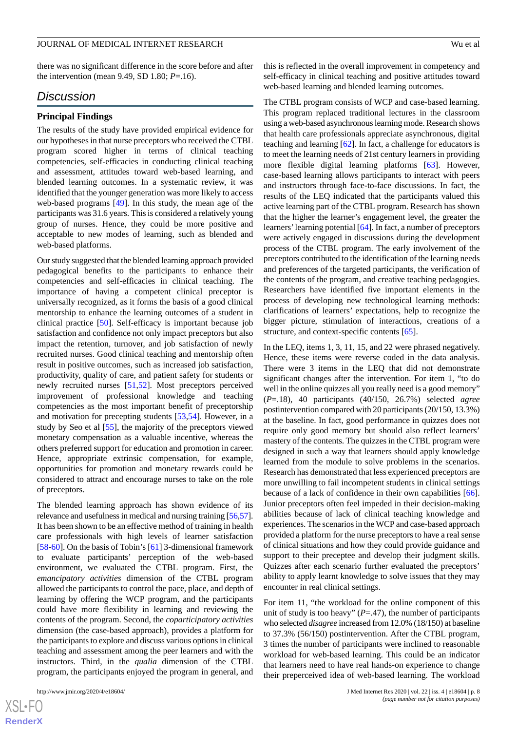there was no significant difference in the score before and after the intervention (mean 9.49, SD 1.80; *P*=.16).

## Discussion

### Principal Findings

The results of the study have provided empirical evidence for our hypotheses in that nurse preceptors who received the CTBL program scored higher in terms of clinical teaching competencies, self-efficacies in conducting clinical teaching and assessment, attitudes toward web-based learning, and blended learning outcomes. In a systematic review, it was identified that the younger generation was more likely to access web-based programs [49]. In this study, the mean age of the participants was 31.6 years. This is considered a relatively young group of nurses. Hence, they could be more positive and acceptable to new modes of learning, such as blended and web-based platforms.

Our study suggested that the blended learning approach provided pedagogical benefits to the participants to enhance their competencies and self-efficacies in clinical teaching. The importance of having a competent clinical preceptor is universally recognized, as it forms the basis of a good clinical mentorship to enhance the learning outcomes of a student in clinical practice [50]. Self-efficacy is important because job satisfaction and confidence not only impact preceptors but also impact the retention, turnover, and job satisfaction of newly recruited nurses. Good clinical teaching and mentorship often result in positive outcomes, such as increased job satisfaction, productivity, quality of care, and patient safety for students or newly recruited nurses [51,52]. Most preceptors perceived improvement of professional knowledge and teaching competencies as the most important benefit of preceptorship and motivation for precepting students [53,54]. However, in a study by Seo et al [55], the majority of the preceptors viewed monetary compensation as a valuable incentive, whereas the others preferred support for education and promotion in career. Hence, appropriate extrinsic compensation, for example, opportunities for promotion and monetary rewards could be considered to attract and encourage nurses to take on the role of preceptors.

The blended learning approach has shown evidence of its relevance and usefulness in medical and nursing training [56,57]. It has been shown to be an effective method of training in health care professionals with high levels of learner satisfaction [58-60]. On the basis of Tobin's [61] 3-dimensional framework to evaluate participants' perception of the web-based environment, we evaluated the CTBL program. First, the *emancipatory activities* dimension of the CTBL program allowed the participants to control the pace, place, and depth of learning by offering the WCP program, and the participants could have more flexibility in learning and reviewing the contents of the program. Second, the *coparticipatory activities* dimension (the case-based approach), provides a platform for the participants to explore and discuss various options in clinical teaching and assessment among the peer learners and with the instructors. Third, in the *qualia* dimension of the CTBL program, the participants enjoyed the program in general, and this is reflected in the overall improvement in competency and self-efficacy in clinical teaching and positive attitudes toward web-based learning and blended learning outcomes.

The CTBL program consists of WCP and case-based learning. This program replaced traditional lectures in the classroom using a web-based asynchronous learning mode. Research shows that health care professionals appreciate asynchronous, digital teaching and learning [62]. In fact, a challenge for educators is to meet the learning needs of 21st century learners in providing more flexible digital learning platforms [63]. However, case-based learning allows participants to interact with peers and instructors through face-to-face discussions. In fact, the results of the LEQ indicated that the participants valued this active learning part of the CTBL program. Research has shown that the higher the learner's engagement level, the greater the learners' learning potential [64]. In fact, a number of preceptors were actively engaged in discussions during the development process of the CTBL program. The early involvement of the preceptors contributed to the identification of the learning needs and preferences of the targeted participants, the verification of the contents of the program, and creative teaching pedagogies. Researchers have identified five important elements in the process of developing new technological learning methods: clarifications of learners' expectations, help to recognize the bigger picture, stimulation of interactions, creations of a structure, and context-specific contents [65].

In the LEQ, items 1, 3, 11, 15, and 22 were phrased negatively. Hence, these items were reverse coded in the data analysis. There were 3 items in the LEQ that did not demonstrate significant changes after the intervention. For item 1, "to do well in the online quizzes all you really need is a good memory" (*P*=.18), 40 participants (40/150, 26.7%) selected *agree* postintervention compared with 20 participants (20/150, 13.3%) at the baseline. In fact, good performance in quizzes does not require only good memory but should also reflect learners' mastery of the contents. The quizzes in the CTBL program were designed in such a way that learners should apply knowledge learned from the module to solve problems in the scenarios. Research has demonstrated that less experienced preceptors are more unwilling to fail incompetent students in clinical settings because of a lack of confidence in their own capabilities [66]. Junior preceptors often feel impeded in their decision-making abilities because of lack of clinical teaching knowledge and experiences. The scenarios in the WCP and case-based approach provided a platform for the nurse preceptors to have a real sense of clinical situations and how they could provide guidance and support to their preceptee and develop their judgment skills. Quizzes after each scenario further evaluated the preceptors' ability to apply learnt knowledge to solve issues that they may encounter in real clinical settings.

For item 11, "the workload for the online component of this unit of study is too heavy" (*P*=.47), the number of participants who selected *disagree* increased from 12.0% (18/150) at baseline to 37.3% (56/150) postintervention. After the CTBL program, 3 times the number of participants were inclined to reasonable workload for web-based learning. This could be an indicator that learners need to have real hands-on experience to change their preperceived idea of web-based learning. The workload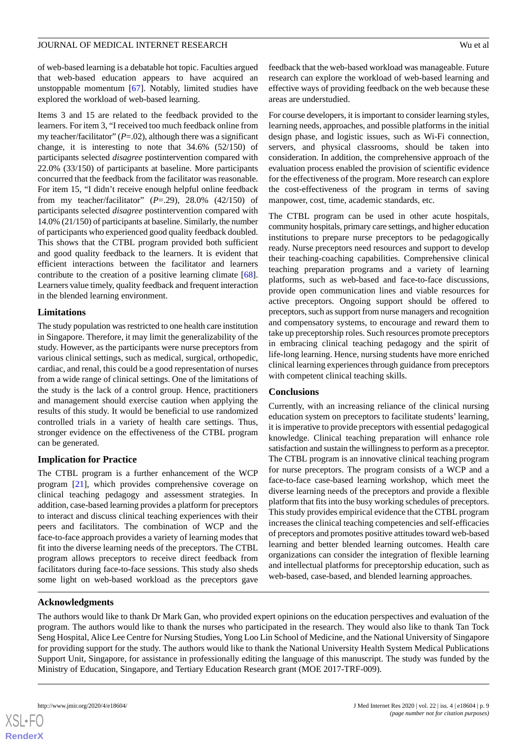of web-based learning is a debatable hot topic. Faculties argued that web-based education appears to have acquired an unstoppable momentum [67]. Notably, limited studies have explored the workload of web-based learning.

Items 3 and 15 are related to the feedback provided to the learners. For item 3, "I received too much feedback online from my teacher/facilitator" (*P*=.02), although there was a significant change, it is interesting to note that 34.6% (52/150) of participants selected *disagree* postintervention compared with 22.0% (33/150) of participants at baseline. More participants concurred that the feedback from the facilitator was reasonable. For item 15, "I didn't receive enough helpful online feedback from my teacher/facilitator" (*P*=.29), 28.0% (42/150) of participants selected *disagree* postintervention compared with 14.0% (21/150) of participants at baseline. Similarly, the number of participants who experienced good quality feedback doubled. This shows that the CTBL program provided both sufficient and good quality feedback to the learners. It is evident that efficient interactions between the facilitator and learners contribute to the creation of a positive learning climate [68]. Learners value timely, quality feedback and frequent interaction in the blended learning environment.

### Limitations

The study population was restricted to one health care institution in Singapore. Therefore, it may limit the generalizability of the study. However, as the participants were nurse preceptors from various clinical settings, such as medical, surgical, orthopedic, cardiac, and renal, this could be a good representation of nurses from a wide range of clinical settings. One of the limitations of the study is the lack of a control group. Hence, practitioners and management should exercise caution when applying the results of this study. It would be beneficial to use randomized controlled trials in a variety of health care settings. Thus, stronger evidence on the effectiveness of the CTBL program can be generated.

### Implication for Practice

The CTBL program is a further enhancement of the WCP program [21], which provides comprehensive coverage on clinical teaching pedagogy and assessment strategies. In addition, case-based learning provides a platform for preceptors to interact and discuss clinical teaching experiences with their peers and facilitators. The combination of WCP and the face-to-face approach provides a variety of learning modes that fit into the diverse learning needs of the preceptors. The CTBL program allows preceptors to receive direct feedback from facilitators during face-to-face sessions. This study also sheds some light on web-based workload as the preceptors gave feedback that the web-based workload was manageable. Future research can explore the workload of web-based learning and effective ways of providing feedback on the web because these areas are understudied.

For course developers, it is important to consider learning styles, learning needs, approaches, and possible platforms in the initial design phase, and logistic issues, such as Wi-Fi connection, servers, and physical classrooms, should be taken into consideration. In addition, the comprehensive approach of the evaluation process enabled the provision of scientific evidence for the effectiveness of the program. More research can explore the cost-effectiveness of the program in terms of saving manpower, cost, time, academic standards, etc.

The CTBL program can be used in other acute hospitals, community hospitals, primary care settings, and higher education institutions to prepare nurse preceptors to be pedagogically ready. Nurse preceptors need resources and support to develop their teaching-coaching capabilities. Comprehensive clinical teaching preparation programs and a variety of learning platforms, such as web-based and face-to-face discussions, provide open communication lines and viable resources for active preceptors. Ongoing support should be offered to preceptors, such as support from nurse managers and recognition and compensatory systems, to encourage and reward them to take up preceptorship roles. Such resources promote preceptors in embracing clinical teaching pedagogy and the spirit of life-long learning. Hence, nursing students have more enriched clinical learning experiences through guidance from preceptors with competent clinical teaching skills.

### Conclusions

Currently, with an increasing reliance of the clinical nursing education system on preceptors to facilitate students' learning, it is imperative to provide preceptors with essential pedagogical knowledge. Clinical teaching preparation will enhance role satisfaction and sustain the willingness to perform as a preceptor. The CTBL program is an innovative clinical teaching program for nurse preceptors. The program consists of a WCP and a face-to-face case-based learning workshop, which meet the diverse learning needs of the preceptors and provide a flexible platform that fits into the busy working schedules of preceptors. This study provides empirical evidence that the CTBL program increases the clinical teaching competencies and self-efficacies of preceptors and promotes positive attitudes toward web-based learning and better blended learning outcomes. Health care organizations can consider the integration of flexible learning and intellectual platforms for preceptorship education, such as web-based, case-based, and blended learning approaches.

## Acknowledgments

The authors would like to thank Dr Mark Gan, who provided expert opinions on the education perspectives and evaluation of the program. The authors would like to thank the nurses who participated in the research. They would also like to thank Tan Tock Seng Hospital, Alice Lee Centre for Nursing Studies, Yong Loo Lin School of Medicine, and the National University of Singapore for providing support for the study. The authors would like to thank the National University Health System Medical Publications Support Unit, Singapore, for assistance in professionally editing the language of this manuscript. The study was funded by the Ministry of Education, Singapore, and Tertiary Education Research grant (MOE 2017-TRF-009).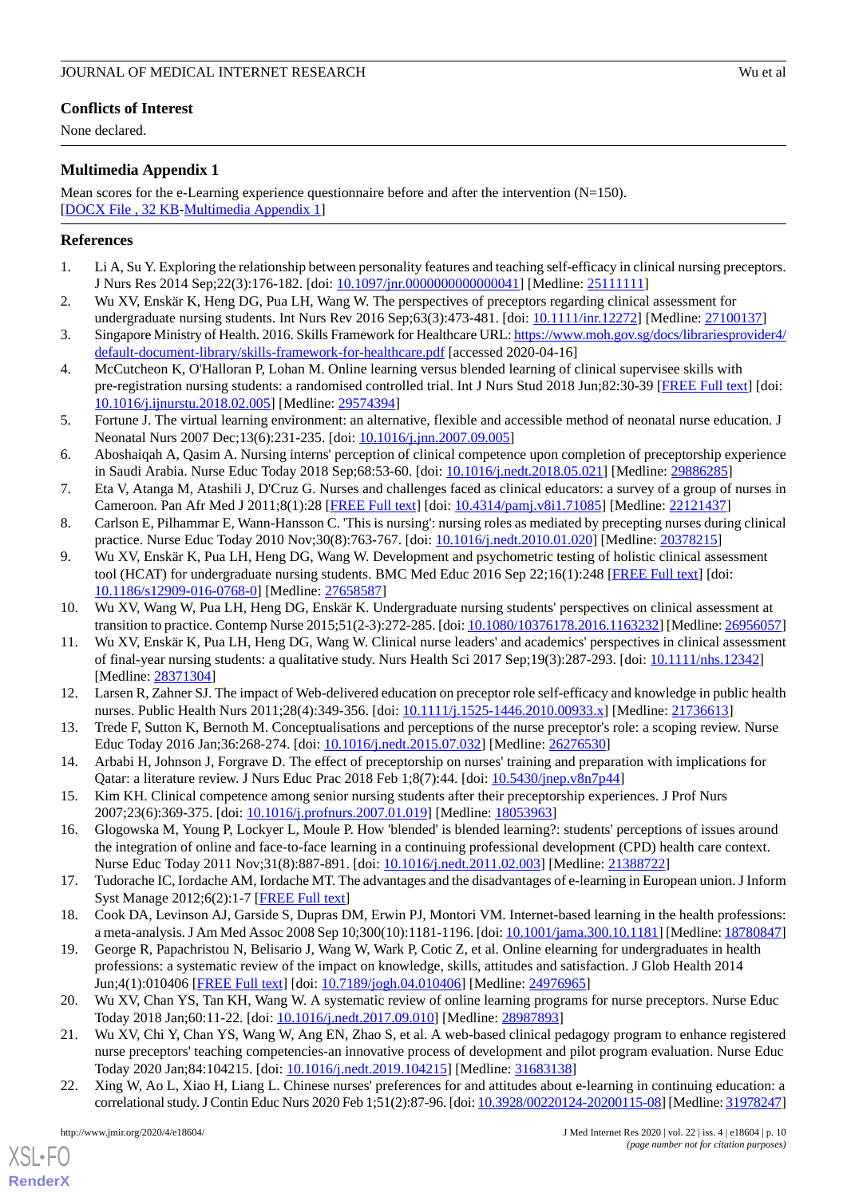## Conflicts of Interest

None declared.

## Multimedia Appendix 1

Mean scores for the e-Learning experience questionnaire before and after the intervention (N=150).
[DOCX File , 32 KB-Multimedia Appendix 1]

## References

1. Li A, Su Y. Exploring the relationship between personality features and teaching self-efficacy in clinical nursing preceptors. J Nurs Res 2014 Sep;22(3):176-182. [doi: 10.1097/jnr.0000000000000041] [Medline: 25111111]
2. Wu XV, Enskär K, Heng DG, Pua LH, Wang W. The perspectives of preceptors regarding clinical assessment for undergraduate nursing students. Int Nurs Rev 2016 Sep;63(3):473-481. [doi: 10.1111/inr.12272] [Medline: 27100137]
3. Singapore Ministry of Health. 2016. Skills Framework for Healthcare URL: https://www.moh.gov.sg/docs/librariesprovider4/default-document-library/skills-framework-for-healthcare.pdf [accessed 2020-04-16]
4. McCutcheon K, O'Halloran P, Lohan M. Online learning versus blended learning of clinical supervisee skills with pre-registration nursing students: a randomised controlled trial. Int J Nurs Stud 2018 Jun;82:30-39 [FREE Full text] [doi: 10.1016/j.ijnurstu.2018.02.005] [Medline: 29574394]
5. Fortune J. The virtual learning environment: an alternative, flexible and accessible method of neonatal nurse education. J Neonatal Nurs 2007 Dec;13(6):231-235. [doi: 10.1016/j.jnn.2007.09.005]
6. Aboshaiqah A, Qasim A. Nursing interns' perception of clinical competence upon completion of preceptorship experience in Saudi Arabia. Nurse Educ Today 2018 Sep;68:53-60. [doi: 10.1016/j.nedt.2018.05.021] [Medline: 29886285]
7. Eta V, Atanga M, Atashili J, D'Cruz G. Nurses and challenges faced as clinical educators: a survey of a group of nurses in Cameroon. Pan Afr Med J 2011;8(1):28 [FREE Full text] [doi: 10.4314/pamj.v8i1.71085] [Medline: 22121437]
8. Carlson E, Pilhammar E, Wann-Hansson C. 'This is nursing': nursing roles as mediated by precepting nurses during clinical practice. Nurse Educ Today 2010 Nov;30(8):763-767. [doi: 10.1016/j.nedt.2010.01.020] [Medline: 20378215]
9. Wu XV, Enskär K, Pua LH, Heng DG, Wang W. Development and psychometric testing of holistic clinical assessment tool (HCAT) for undergraduate nursing students. BMC Med Educ 2016 Sep 22;16(1):248 [FREE Full text] [doi: 10.1186/s12909-016-0768-0] [Medline: 27658587]
10. Wu XV, Wang W, Pua LH, Heng DG, Enskär K. Undergraduate nursing students' perspectives on clinical assessment at transition to practice. Contemp Nurse 2015;51(2-3):272-285. [doi: 10.1080/10376178.2016.1163232] [Medline: 26956057]
11. Wu XV, Enskär K, Pua LH, Heng DG, Wang W. Clinical nurse leaders' and academics' perspectives in clinical assessment of final-year nursing students: a qualitative study. Nurs Health Sci 2017 Sep;19(3):287-293. [doi: 10.1111/nhs.12342] [Medline: 28371304]
12. Larsen R, Zahner SJ. The impact of Web-delivered education on preceptor role self-efficacy and knowledge in public health nurses. Public Health Nurs 2011;28(4):349-356. [doi: 10.1111/j.1525-1446.2010.00933.x] [Medline: 21736613]
13. Trede F, Sutton K, Bernoth M. Conceptualisations and perceptions of the nurse preceptor's role: a scoping review. Nurse Educ Today 2016 Jan;36:268-274. [doi: 10.1016/j.nedt.2015.07.032] [Medline: 26276530]
14. Arbabi H, Johnson J, Forgrave D. The effect of preceptorship on nurses' training and preparation with implications for Qatar: a literature review. J Nurs Educ Prac 2018 Feb 1;8(7):44. [doi: 10.5430/jnep.v8n7p44]
15. Kim KH. Clinical competence among senior nursing students after their preceptorship experiences. J Prof Nurs 2007;23(6):369-375. [doi: 10.1016/j.profnurs.2007.01.019] [Medline: 18053963]
16. Glogowska M, Young P, Lockyer L, Moule P. How 'blended' is blended learning?: students' perceptions of issues around the integration of online and face-to-face learning in a continuing professional development (CPD) health care context. Nurse Educ Today 2011 Nov;31(8):887-891. [doi: 10.1016/j.nedt.2011.02.003] [Medline: 21388722]
17. Tudorache IC, Iordache AM, Iordache MT. The advantages and the disadvantages of e-learning in European union. J Inform Syst Manage 2012;6(2):1-7 [FREE Full text]
18. Cook DA, Levinson AJ, Garside S, Dupras DM, Erwin PJ, Montori VM. Internet-based learning in the health professions: a meta-analysis. J Am Med Assoc 2008 Sep 10;300(10):1181-1196. [doi: 10.1001/jama.300.10.1181] [Medline: 18780847]
19. George R, Papachristou N, Belisario J, Wang W, Wark P, Cotic Z, et al. Online elearning for undergraduates in health professions: a systematic review of the impact on knowledge, skills, attitudes and satisfaction. J Glob Health 2014 Jun;4(1):010406 [FREE Full text] [doi: 10.7189/jogh.04.010406] [Medline: 24976965]
20. Wu XV, Chan YS, Tan KH, Wang W. A systematic review of online learning programs for nurse preceptors. Nurse Educ Today 2018 Jan;60:11-22. [doi: 10.1016/j.nedt.2017.09.010] [Medline: 28987893]
21. Wu XV, Chi Y, Chan YS, Wang W, Ang EN, Zhao S, et al. A web-based clinical pedagogy program to enhance registered nurse preceptors' teaching competencies-an innovative process of development and pilot program evaluation. Nurse Educ Today 2020 Jan;84:104215. [doi: 10.1016/j.nedt.2019.104215] [Medline: 31683138]
22. Xing W, Ao L, Xiao H, Liang L. Chinese nurses' preferences for and attitudes about e-learning in continuing education: a correlational study. J Contin Educ Nurs 2020 Feb 1;51(2):87-96. [doi: 10.3928/00220124-20200115-08] [Medline: 31978247]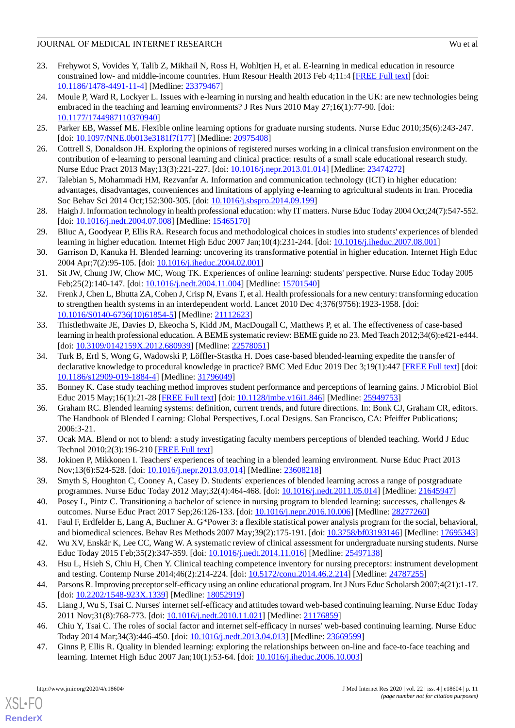23. Frehywot S, Vovides Y, Talib Z, Mikhail N, Ross H, Wohltjen H, et al. E-learning in medical education in resource constrained low- and middle-income countries. Hum Resour Health 2013 Feb 4;11:4 [FREE Full text] [doi: 10.1186/1478-4491-11-4] [Medline: 23379467]
24. Moule P, Ward R, Lockyer L. Issues with e-learning in nursing and health education in the UK: are new technologies being embraced in the teaching and learning environments? J Res Nurs 2010 May 27;16(1):77-90. [doi: 10.1177/1744987110370940]
25. Parker EB, Wassef ME. Flexible online learning options for graduate nursing students. Nurse Educ 2010;35(6):243-247. [doi: 10.1097/NNE.0b013e3181f7f177] [Medline: 20975408]
26. Cottrell S, Donaldson JH. Exploring the opinions of registered nurses working in a clinical transfusion environment on the contribution of e-learning to personal learning and clinical practice: results of a small scale educational research study. Nurse Educ Pract 2013 May;13(3):221-227. [doi: 10.1016/j.nepr.2013.01.014] [Medline: 23474272]
27. Talebian S, Mohammadi HM, Rezvanfar A. Information and communication technology (ICT) in higher education: advantages, disadvantages, conveniences and limitations of applying e-learning to agricultural students in Iran. Procedia Soc Behav Sci 2014 Oct;152:300-305. [doi: 10.1016/j.sbspro.2014.09.199]
28. Haigh J. Information technology in health professional education: why IT matters. Nurse Educ Today 2004 Oct;24(7):547-552. [doi: 10.1016/j.nedt.2004.07.008] [Medline: 15465170]
29. Bliuc A, Goodyear P, Ellis RA. Research focus and methodological choices in studies into students' experiences of blended learning in higher education. Internet High Educ 2007 Jan;10(4):231-244. [doi: 10.1016/j.iheduc.2007.08.001]
30. Garrison D, Kanuka H. Blended learning: uncovering its transformative potential in higher education. Internet High Educ 2004 Apr;7(2):95-105. [doi: 10.1016/j.iheduc.2004.02.001]
31. Sit JW, Chung JW, Chow MC, Wong TK. Experiences of online learning: students' perspective. Nurse Educ Today 2005 Feb;25(2):140-147. [doi: 10.1016/j.nedt.2004.11.004] [Medline: 15701540]
32. Frenk J, Chen L, Bhutta ZA, Cohen J, Crisp N, Evans T, et al. Health professionals for a new century: transforming education to strengthen health systems in an interdependent world. Lancet 2010 Dec 4;376(9756):1923-1958. [doi: 10.1016/S0140-6736(10)61854-5] [Medline: 21112623]
33. Thistlethwaite JE, Davies D, Ekeocha S, Kidd JM, MacDougall C, Matthews P, et al. The effectiveness of case-based learning in health professional education. A BEME systematic review: BEME guide no 23. Med Teach 2012;34(6):e421-e444. [doi: 10.3109/0142159X.2012.680939] [Medline: 22578051]
34. Turk B, Ertl S, Wong G, Wadowski P, Löffler-Stastka H. Does case-based blended-learning expedite the transfer of declarative knowledge to procedural knowledge in practice? BMC Med Educ 2019 Dec 3;19(1):447 [FREE Full text] [doi: 10.1186/s12909-019-1884-4] [Medline: 31796049]
35. Bonney K. Case study teaching method improves student performance and perceptions of learning gains. J Microbiol Biol Educ 2015 May;16(1):21-28 [FREE Full text] [doi: 10.1128/jmbe.v16i1.846] [Medline: 25949753]
36. Graham RC. Blended learning systems: definition, current trends, and future directions. In: Bonk CJ, Graham CR, editors. The Handbook of Blended Learning: Global Perspectives, Local Designs. San Francisco, CA: Pfeiffer Publications; 2006:3-21.
37. Ocak MA. Blend or not to blend: a study investigating faculty members perceptions of blended teaching. World J Educ Technol 2010;2(3):196-210 [FREE Full text]
38. Jokinen P, Mikkonen I. Teachers' experiences of teaching in a blended learning environment. Nurse Educ Pract 2013 Nov;13(6):524-528. [doi: 10.1016/j.nepr.2013.03.014] [Medline: 23608218]
39. Smyth S, Houghton C, Cooney A, Casey D. Students' experiences of blended learning across a range of postgraduate programmes. Nurse Educ Today 2012 May;32(4):464-468. [doi: 10.1016/j.nedt.2011.05.014] [Medline: 21645947]
40. Posey L, Pintz C. Transitioning a bachelor of science in nursing program to blended learning: successes, challenges & outcomes. Nurse Educ Pract 2017 Sep;26:126-133. [doi: 10.1016/j.nepr.2016.10.006] [Medline: 28277260]
41. Faul F, Erdfelder E, Lang A, Buchner A. G*Power 3: a flexible statistical power analysis program for the social, behavioral, and biomedical sciences. Behav Res Methods 2007 May;39(2):175-191. [doi: 10.3758/bf03193146] [Medline: 17695343]
42. Wu XV, Enskär K, Lee CC, Wang W. A systematic review of clinical assessment for undergraduate nursing students. Nurse Educ Today 2015 Feb;35(2):347-359. [doi: 10.1016/j.nedt.2014.11.016] [Medline: 25497138]
43. Hsu L, Hsieh S, Chiu H, Chen Y. Clinical teaching competence inventory for nursing preceptors: instrument development and testing. Contemp Nurse 2014;46(2):214-224. [doi: 10.5172/conu.2014.46.2.214] [Medline: 24787255]
44. Parsons R. Improving preceptor self-efficacy using an online educational program. Int J Nurs Educ Scholarsh 2007;4(21):1-17. [doi: 10.2202/1548-923X.1339] [Medline: 18052919]
45. Liang J, Wu S, Tsai C. Nurses' internet self-efficacy and attitudes toward web-based continuing learning. Nurse Educ Today 2011 Nov;31(8):768-773. [doi: 10.1016/j.nedt.2010.11.021] [Medline: 21176859]
46. Chiu Y, Tsai C. The roles of social factor and internet self-efficacy in nurses' web-based continuing learning. Nurse Educ Today 2014 Mar;34(3):446-450. [doi: 10.1016/j.nedt.2013.04.013] [Medline: 23669599]
47. Ginns P, Ellis R. Quality in blended learning: exploring the relationships between on-line and face-to-face teaching and learning. Internet High Educ 2007 Jan;10(1):53-64. [doi: 10.1016/j.iheduc.2006.10.003]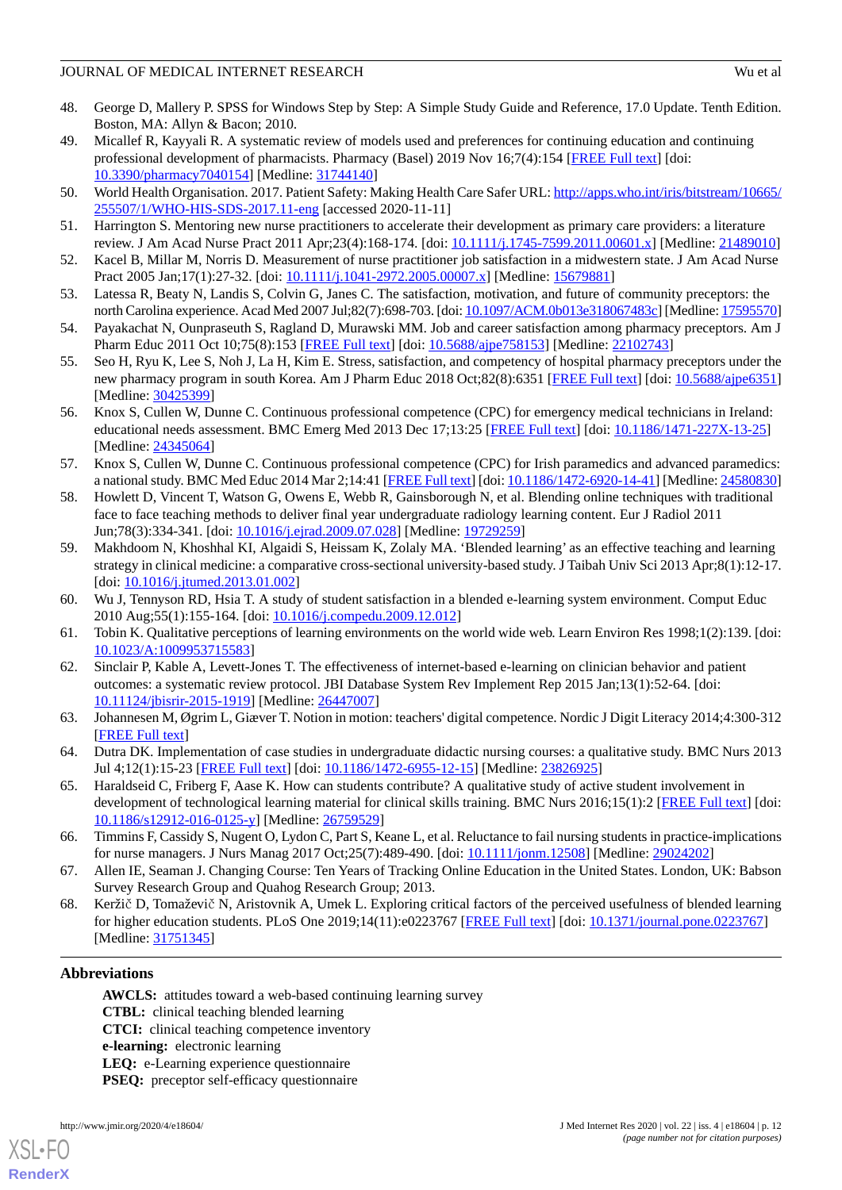48. George D, Mallery P. SPSS for Windows Step by Step: A Simple Study Guide and Reference, 17.0 Update. Tenth Edition. Boston, MA: Allyn & Bacon; 2010.
49. Micallef R, Kayyali R. A systematic review of models used and preferences for continuing education and continuing professional development of pharmacists. Pharmacy (Basel) 2019 Nov 16;7(4):154 [FREE Full text] [doi: 10.3390/pharmacy7040154] [Medline: 31744140]
50. World Health Organisation. 2017. Patient Safety: Making Health Care Safer URL: http://apps.who.int/iris/bitstream/10665/255507/1/WHO-HIS-SDS-2017.11-eng [accessed 2020-11-11]
51. Harrington S. Mentoring new nurse practitioners to accelerate their development as primary care providers: a literature review. J Am Acad Nurse Pract 2011 Apr;23(4):168-174. [doi: 10.1111/j.1745-7599.2011.00601.x] [Medline: 21489010]
52. Kacel B, Millar M, Norris D. Measurement of nurse practitioner job satisfaction in a midwestern state. J Am Acad Nurse Pract 2005 Jan;17(1):27-32. [doi: 10.1111/j.1041-2972.2005.00007.x] [Medline: 15679881]
53. Latessa R, Beaty N, Landis S, Colvin G, Janes C. The satisfaction, motivation, and future of community preceptors: the north Carolina experience. Acad Med 2007 Jul;82(7):698-703. [doi: 10.1097/ACM.0b013e318067483c] [Medline: 17595570]
54. Payakachat N, Ounpraseuth S, Ragland D, Murawski MM. Job and career satisfaction among pharmacy preceptors. Am J Pharm Educ 2011 Oct 10;75(8):153 [FREE Full text] [doi: 10.5688/ajpe758153] [Medline: 22102743]
55. Seo H, Ryu K, Lee S, Noh J, La H, Kim E. Stress, satisfaction, and competency of hospital pharmacy preceptors under the new pharmacy program in south Korea. Am J Pharm Educ 2018 Oct;82(8):6351 [FREE Full text] [doi: 10.5688/ajpe6351] [Medline: 30425399]
56. Knox S, Cullen W, Dunne C. Continuous professional competence (CPC) for emergency medical technicians in Ireland: educational needs assessment. BMC Emerg Med 2013 Dec 17;13:25 [FREE Full text] [doi: 10.1186/1471-227X-13-25] [Medline: 24345064]
57. Knox S, Cullen W, Dunne C. Continuous professional competence (CPC) for Irish paramedics and advanced paramedics: a national study. BMC Med Educ 2014 Mar 2;14:41 [FREE Full text] [doi: 10.1186/1472-6920-14-41] [Medline: 24580830]
58. Howlett D, Vincent T, Watson G, Owens E, Webb R, Gainsborough N, et al. Blending online techniques with traditional face to face teaching methods to deliver final year undergraduate radiology learning content. Eur J Radiol 2011 Jun;78(3):334-341. [doi: 10.1016/j.ejrad.2009.07.028] [Medline: 19729259]
59. Makhdoom N, Khoshhal KI, Algaidi S, Heissam K, Zolaly MA. ‘Blended learning’ as an effective teaching and learning strategy in clinical medicine: a comparative cross-sectional university-based study. J Taibah Univ Sci 2013 Apr;8(1):12-17. [doi: 10.1016/j.jtumed.2013.01.002]
60. Wu J, Tennyson RD, Hsia T. A study of student satisfaction in a blended e-learning system environment. Comput Educ 2010 Aug;55(1):155-164. [doi: 10.1016/j.compedu.2009.12.012]
61. Tobin K. Qualitative perceptions of learning environments on the world wide web. Learn Environ Res 1998;1(2):139. [doi: 10.1023/A:1009953715583]
62. Sinclair P, Kable A, Levett-Jones T. The effectiveness of internet-based e-learning on clinician behavior and patient outcomes: a systematic review protocol. JBI Database System Rev Implement Rep 2015 Jan;13(1):52-64. [doi: 10.11124/jbisrir-2015-1919] [Medline: 26447007]
63. Johannesen M, Øgrim L, Giæver T. Notion in motion: teachers' digital competence. Nordic J Digit Literacy 2014;4:300-312 [FREE Full text]
64. Dutra DK. Implementation of case studies in undergraduate didactic nursing courses: a qualitative study. BMC Nurs 2013 Jul 4;12(1):15-23 [FREE Full text] [doi: 10.1186/1472-6955-12-15] [Medline: 23826925]
65. Haraldseid C, Friberg F, Aase K. How can students contribute? A qualitative study of active student involvement in development of technological learning material for clinical skills training. BMC Nurs 2016;15(1):2 [FREE Full text] [doi: 10.1186/s12912-016-0125-y] [Medline: 26759529]
66. Timmins F, Cassidy S, Nugent O, Lydon C, Part S, Keane L, et al. Reluctance to fail nursing students in practice-implications for nurse managers. J Nurs Manag 2017 Oct;25(7):489-490. [doi: 10.1111/jonm.12508] [Medline: 29024202]
67. Allen IE, Seaman J. Changing Course: Ten Years of Tracking Online Education in the United States. London, UK: Babson Survey Research Group and Quahog Research Group; 2013.
68. Keržič D, Tomaževič N, Aristovnik A, Umek L. Exploring critical factors of the perceived usefulness of blended learning for higher education students. PLoS One 2019;14(11):e0223767 [FREE Full text] [doi: 10.1371/journal.pone.0223767] [Medline: 31751345]

## Abbreviations

**AWCLS:** attitudes toward a web-based continuing learning survey
**CTBL:** clinical teaching blended learning
**CTCI:** clinical teaching competence inventory
**e-learning:** electronic learning
**LEQ:** e-Learning experience questionnaire
**PSEQ:** preceptor self-efficacy questionnaire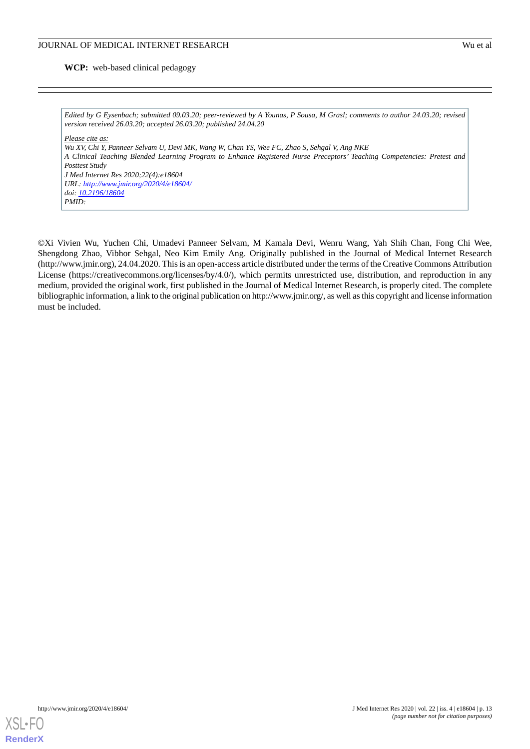**WCP:** web-based clinical pedagogy

*Edited by G Eysenbach; submitted 09.03.20; peer-reviewed by A Younas, P Sousa, M Grasl; comments to author 24.03.20; revised version received 26.03.20; accepted 26.03.20; published 24.04.20*

*Please cite as:*
*Wu XV, Chi Y, Panneer Selvam U, Devi MK, Wang W, Chan YS, Wee FC, Zhao S, Sehgal V, Ang NKE*
*A Clinical Teaching Blended Learning Program to Enhance Registered Nurse Preceptors' Teaching Competencies: Pretest and Posttest Study*
*J Med Internet Res 2020;22(4):e18604*
*URL: http://www.jmir.org/2020/4/e18604/*
*doi: 10.2196/18604*
*PMID:*

©Xi Vivien Wu, Yuchen Chi, Umadevi Panneer Selvam, M Kamala Devi, Wenru Wang, Yah Shih Chan, Fong Chi Wee, Shengdong Zhao, Vibhor Sehgal, Neo Kim Emily Ang. Originally published in the Journal of Medical Internet Research (http://www.jmir.org), 24.04.2020. This is an open-access article distributed under the terms of the Creative Commons Attribution License (https://creativecommons.org/licenses/by/4.0/), which permits unrestricted use, distribution, and reproduction in any medium, provided the original work, first published in the Journal of Medical Internet Research, is properly cited. The complete bibliographic information, a link to the original publication on http://www.jmir.org/, as well as this copyright and license information must be included.